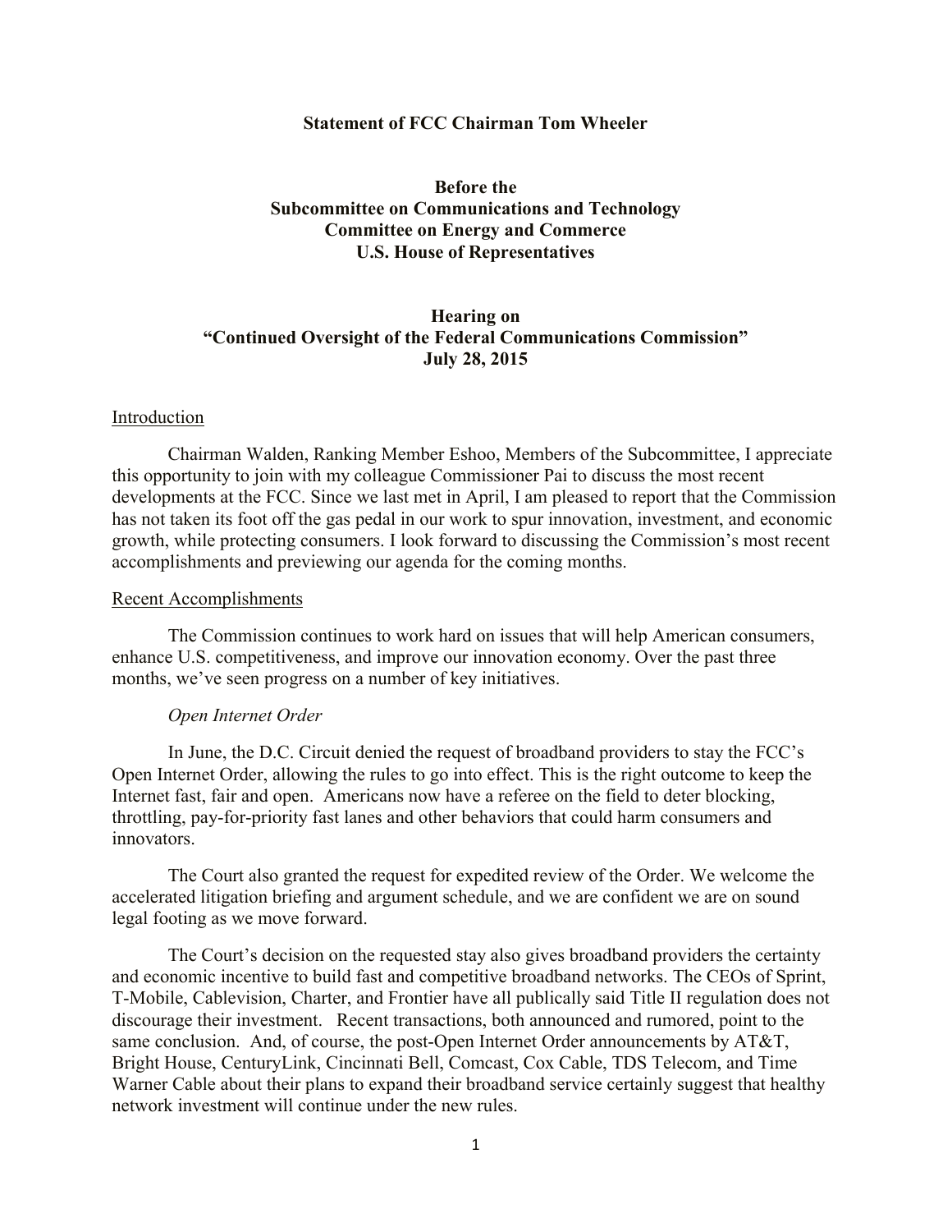**Statement of FCC Chairman Tom Wheeler**

**Before the**
**Subcommittee on Communications and Technology**
**Committee on Energy and Commerce**
**U.S. House of Representatives**

**Hearing on**
**"Continued Oversight of the Federal Communications Commission"**
**July 28, 2015**

## Introduction

Chairman Walden, Ranking Member Eshoo, Members of the Subcommittee, I appreciate this opportunity to join with my colleague Commissioner Pai to discuss the most recent developments at the FCC. Since we last met in April, I am pleased to report that the Commission has not taken its foot off the gas pedal in our work to spur innovation, investment, and economic growth, while protecting consumers. I look forward to discussing the Commission's most recent accomplishments and previewing our agenda for the coming months.

## Recent Accomplishments

The Commission continues to work hard on issues that will help American consumers, enhance U.S. competitiveness, and improve our innovation economy. Over the past three months, we've seen progress on a number of key initiatives.

### *Open Internet Order*

In June, the D.C. Circuit denied the request of broadband providers to stay the FCC's Open Internet Order, allowing the rules to go into effect. This is the right outcome to keep the Internet fast, fair and open. Americans now have a referee on the field to deter blocking, throttling, pay-for-priority fast lanes and other behaviors that could harm consumers and innovators.

The Court also granted the request for expedited review of the Order. We welcome the accelerated litigation briefing and argument schedule, and we are confident we are on sound legal footing as we move forward.

The Court's decision on the requested stay also gives broadband providers the certainty and economic incentive to build fast and competitive broadband networks. The CEOs of Sprint, T-Mobile, Cablevision, Charter, and Frontier have all publically said Title II regulation does not discourage their investment. Recent transactions, both announced and rumored, point to the same conclusion. And, of course, the post-Open Internet Order announcements by AT&T, Bright House, CenturyLink, Cincinnati Bell, Comcast, Cox Cable, TDS Telecom, and Time Warner Cable about their plans to expand their broadband service certainly suggest that healthy network investment will continue under the new rules.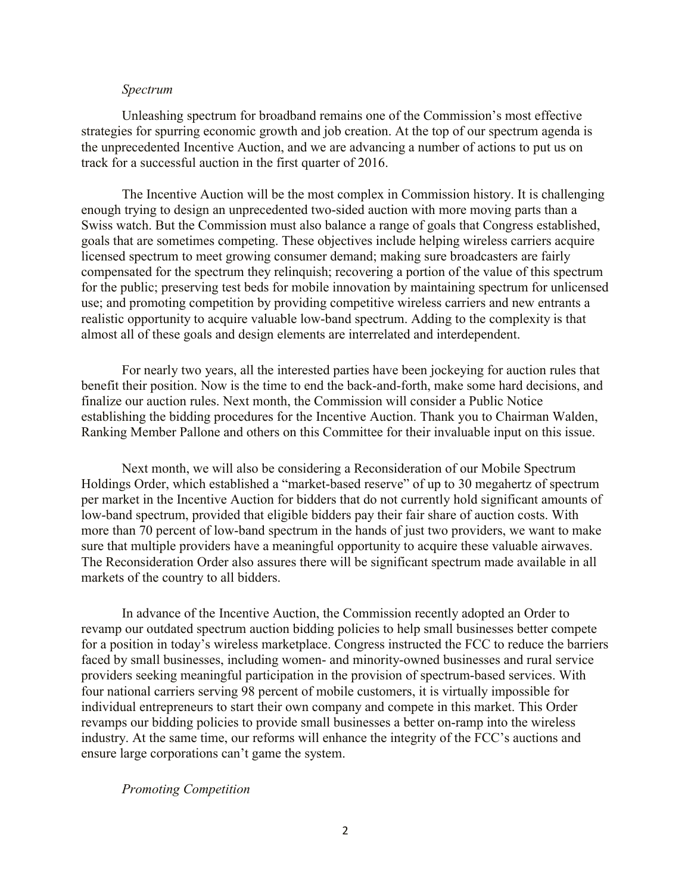*Spectrum*

Unleashing spectrum for broadband remains one of the Commission's most effective strategies for spurring economic growth and job creation. At the top of our spectrum agenda is the unprecedented Incentive Auction, and we are advancing a number of actions to put us on track for a successful auction in the first quarter of 2016.

The Incentive Auction will be the most complex in Commission history. It is challenging enough trying to design an unprecedented two-sided auction with more moving parts than a Swiss watch. But the Commission must also balance a range of goals that Congress established, goals that are sometimes competing. These objectives include helping wireless carriers acquire licensed spectrum to meet growing consumer demand; making sure broadcasters are fairly compensated for the spectrum they relinquish; recovering a portion of the value of this spectrum for the public; preserving test beds for mobile innovation by maintaining spectrum for unlicensed use; and promoting competition by providing competitive wireless carriers and new entrants a realistic opportunity to acquire valuable low-band spectrum. Adding to the complexity is that almost all of these goals and design elements are interrelated and interdependent.

For nearly two years, all the interested parties have been jockeying for auction rules that benefit their position. Now is the time to end the back-and-forth, make some hard decisions, and finalize our auction rules. Next month, the Commission will consider a Public Notice establishing the bidding procedures for the Incentive Auction. Thank you to Chairman Walden, Ranking Member Pallone and others on this Committee for their invaluable input on this issue.

Next month, we will also be considering a Reconsideration of our Mobile Spectrum Holdings Order, which established a "market-based reserve" of up to 30 megahertz of spectrum per market in the Incentive Auction for bidders that do not currently hold significant amounts of low-band spectrum, provided that eligible bidders pay their fair share of auction costs. With more than 70 percent of low-band spectrum in the hands of just two providers, we want to make sure that multiple providers have a meaningful opportunity to acquire these valuable airwaves. The Reconsideration Order also assures there will be significant spectrum made available in all markets of the country to all bidders.

In advance of the Incentive Auction, the Commission recently adopted an Order to revamp our outdated spectrum auction bidding policies to help small businesses better compete for a position in today's wireless marketplace. Congress instructed the FCC to reduce the barriers faced by small businesses, including women- and minority-owned businesses and rural service providers seeking meaningful participation in the provision of spectrum-based services. With four national carriers serving 98 percent of mobile customers, it is virtually impossible for individual entrepreneurs to start their own company and compete in this market. This Order revamps our bidding policies to provide small businesses a better on-ramp into the wireless industry. At the same time, our reforms will enhance the integrity of the FCC's auctions and ensure large corporations can't game the system.

*Promoting Competition*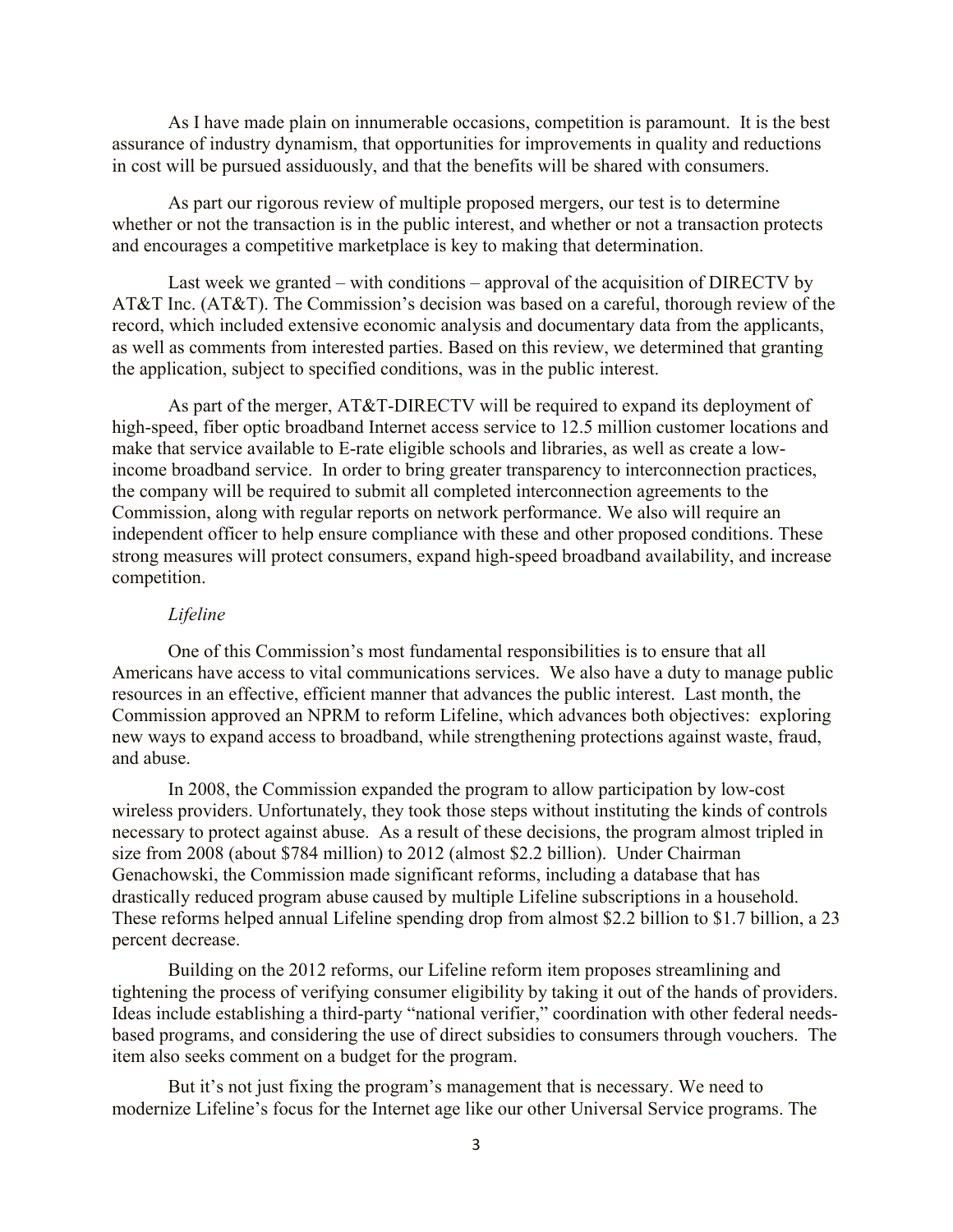As I have made plain on innumerable occasions, competition is paramount. It is the best assurance of industry dynamism, that opportunities for improvements in quality and reductions in cost will be pursued assiduously, and that the benefits will be shared with consumers.

As part our rigorous review of multiple proposed mergers, our test is to determine whether or not the transaction is in the public interest, and whether or not a transaction protects and encourages a competitive marketplace is key to making that determination.

Last week we granted – with conditions – approval of the acquisition of DIRECTV by AT&T Inc. (AT&T). The Commission's decision was based on a careful, thorough review of the record, which included extensive economic analysis and documentary data from the applicants, as well as comments from interested parties. Based on this review, we determined that granting the application, subject to specified conditions, was in the public interest.

As part of the merger, AT&T-DIRECTV will be required to expand its deployment of high-speed, fiber optic broadband Internet access service to 12.5 million customer locations and make that service available to E-rate eligible schools and libraries, as well as create a low-income broadband service. In order to bring greater transparency to interconnection practices, the company will be required to submit all completed interconnection agreements to the Commission, along with regular reports on network performance. We also will require an independent officer to help ensure compliance with these and other proposed conditions. These strong measures will protect consumers, expand high-speed broadband availability, and increase competition.

*Lifeline*

One of this Commission's most fundamental responsibilities is to ensure that all Americans have access to vital communications services. We also have a duty to manage public resources in an effective, efficient manner that advances the public interest. Last month, the Commission approved an NPRM to reform Lifeline, which advances both objectives: exploring new ways to expand access to broadband, while strengthening protections against waste, fraud, and abuse.

In 2008, the Commission expanded the program to allow participation by low-cost wireless providers. Unfortunately, they took those steps without instituting the kinds of controls necessary to protect against abuse. As a result of these decisions, the program almost tripled in size from 2008 (about $784 million) to 2012 (almost $2.2 billion). Under Chairman Genachowski, the Commission made significant reforms, including a database that has drastically reduced program abuse caused by multiple Lifeline subscriptions in a household. These reforms helped annual Lifeline spending drop from almost $2.2 billion to $1.7 billion, a 23 percent decrease.

Building on the 2012 reforms, our Lifeline reform item proposes streamlining and tightening the process of verifying consumer eligibility by taking it out of the hands of providers. Ideas include establishing a third-party "national verifier," coordination with other federal needs-based programs, and considering the use of direct subsidies to consumers through vouchers. The item also seeks comment on a budget for the program.

But it's not just fixing the program's management that is necessary. We need to modernize Lifeline's focus for the Internet age like our other Universal Service programs. The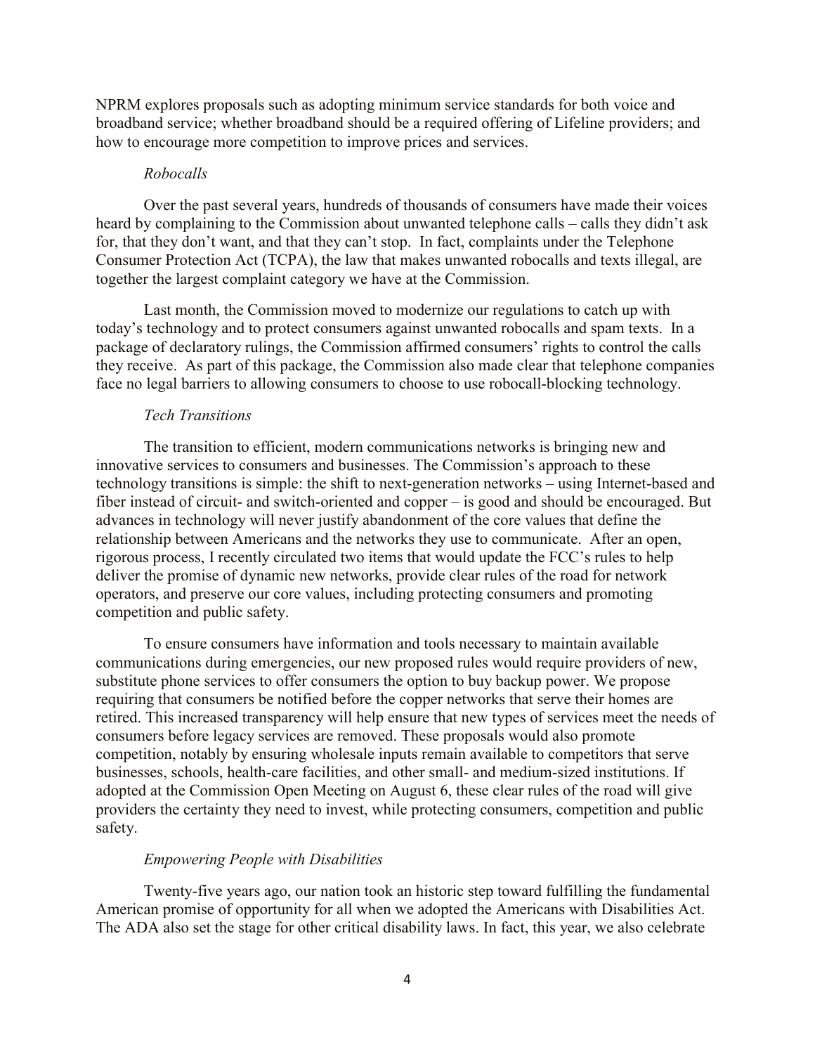NPRM explores proposals such as adopting minimum service standards for both voice and broadband service; whether broadband should be a required offering of Lifeline providers; and how to encourage more competition to improve prices and services.

*Robocalls*

Over the past several years, hundreds of thousands of consumers have made their voices heard by complaining to the Commission about unwanted telephone calls – calls they didn't ask for, that they don't want, and that they can't stop. In fact, complaints under the Telephone Consumer Protection Act (TCPA), the law that makes unwanted robocalls and texts illegal, are together the largest complaint category we have at the Commission.

Last month, the Commission moved to modernize our regulations to catch up with today's technology and to protect consumers against unwanted robocalls and spam texts. In a package of declaratory rulings, the Commission affirmed consumers' rights to control the calls they receive. As part of this package, the Commission also made clear that telephone companies face no legal barriers to allowing consumers to choose to use robocall-blocking technology.

*Tech Transitions*

The transition to efficient, modern communications networks is bringing new and innovative services to consumers and businesses. The Commission's approach to these technology transitions is simple: the shift to next-generation networks – using Internet-based and fiber instead of circuit- and switch-oriented and copper – is good and should be encouraged. But advances in technology will never justify abandonment of the core values that define the relationship between Americans and the networks they use to communicate. After an open, rigorous process, I recently circulated two items that would update the FCC's rules to help deliver the promise of dynamic new networks, provide clear rules of the road for network operators, and preserve our core values, including protecting consumers and promoting competition and public safety.

To ensure consumers have information and tools necessary to maintain available communications during emergencies, our new proposed rules would require providers of new, substitute phone services to offer consumers the option to buy backup power. We propose requiring that consumers be notified before the copper networks that serve their homes are retired. This increased transparency will help ensure that new types of services meet the needs of consumers before legacy services are removed. These proposals would also promote competition, notably by ensuring wholesale inputs remain available to competitors that serve businesses, schools, health-care facilities, and other small- and medium-sized institutions. If adopted at the Commission Open Meeting on August 6, these clear rules of the road will give providers the certainty they need to invest, while protecting consumers, competition and public safety.

*Empowering People with Disabilities*

Twenty-five years ago, our nation took an historic step toward fulfilling the fundamental American promise of opportunity for all when we adopted the Americans with Disabilities Act. The ADA also set the stage for other critical disability laws. In fact, this year, we also celebrate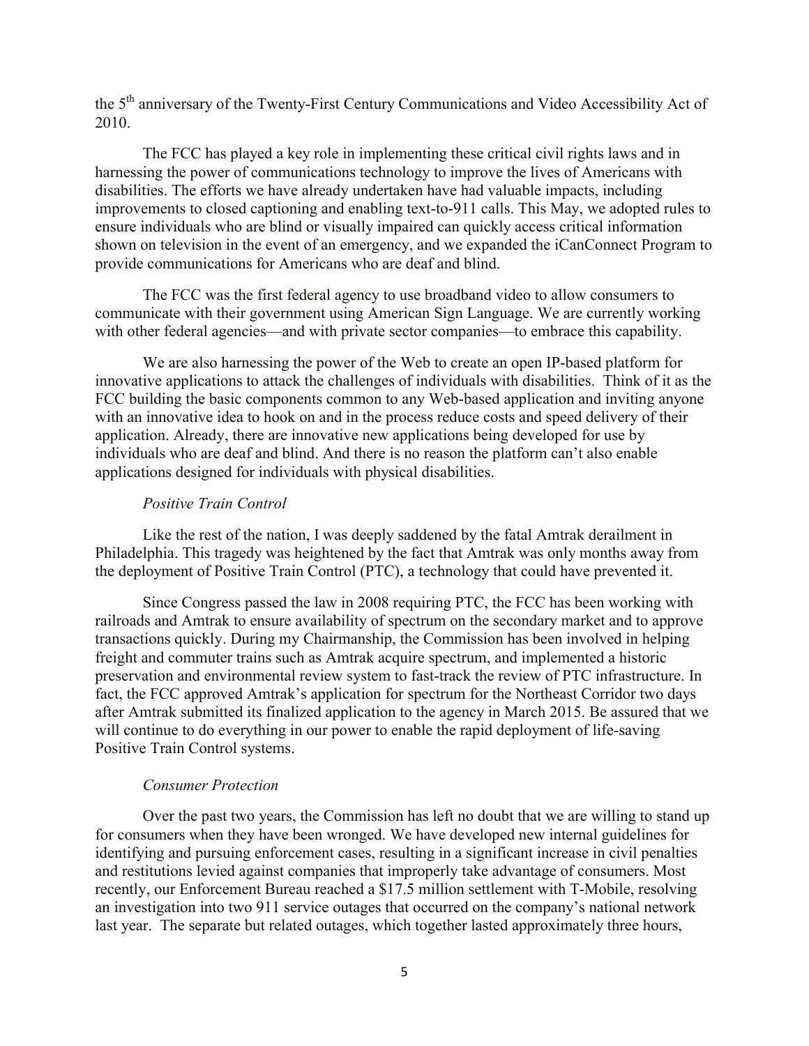the 5th anniversary of the Twenty-First Century Communications and Video Accessibility Act of 2010.

The FCC has played a key role in implementing these critical civil rights laws and in harnessing the power of communications technology to improve the lives of Americans with disabilities. The efforts we have already undertaken have had valuable impacts, including improvements to closed captioning and enabling text-to-911 calls. This May, we adopted rules to ensure individuals who are blind or visually impaired can quickly access critical information shown on television in the event of an emergency, and we expanded the iCanConnect Program to provide communications for Americans who are deaf and blind.

The FCC was the first federal agency to use broadband video to allow consumers to communicate with their government using American Sign Language. We are currently working with other federal agencies—and with private sector companies—to embrace this capability.

We are also harnessing the power of the Web to create an open IP-based platform for innovative applications to attack the challenges of individuals with disabilities. Think of it as the FCC building the basic components common to any Web-based application and inviting anyone with an innovative idea to hook on and in the process reduce costs and speed delivery of their application. Already, there are innovative new applications being developed for use by individuals who are deaf and blind. And there is no reason the platform can't also enable applications designed for individuals with physical disabilities.

*Positive Train Control*

Like the rest of the nation, I was deeply saddened by the fatal Amtrak derailment in Philadelphia. This tragedy was heightened by the fact that Amtrak was only months away from the deployment of Positive Train Control (PTC), a technology that could have prevented it.

Since Congress passed the law in 2008 requiring PTC, the FCC has been working with railroads and Amtrak to ensure availability of spectrum on the secondary market and to approve transactions quickly. During my Chairmanship, the Commission has been involved in helping freight and commuter trains such as Amtrak acquire spectrum, and implemented a historic preservation and environmental review system to fast-track the review of PTC infrastructure. In fact, the FCC approved Amtrak's application for spectrum for the Northeast Corridor two days after Amtrak submitted its finalized application to the agency in March 2015. Be assured that we will continue to do everything in our power to enable the rapid deployment of life-saving Positive Train Control systems.

*Consumer Protection*

Over the past two years, the Commission has left no doubt that we are willing to stand up for consumers when they have been wronged. We have developed new internal guidelines for identifying and pursuing enforcement cases, resulting in a significant increase in civil penalties and restitutions levied against companies that improperly take advantage of consumers. Most recently, our Enforcement Bureau reached a $17.5 million settlement with T-Mobile, resolving an investigation into two 911 service outages that occurred on the company's national network last year. The separate but related outages, which together lasted approximately three hours,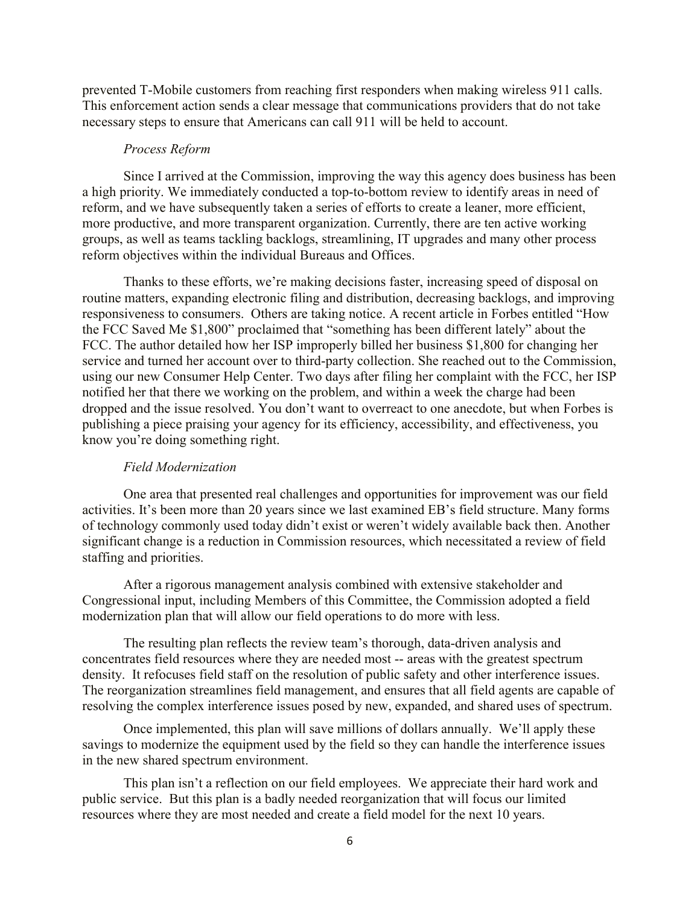prevented T-Mobile customers from reaching first responders when making wireless 911 calls. This enforcement action sends a clear message that communications providers that do not take necessary steps to ensure that Americans can call 911 will be held to account.

*Process Reform*

Since I arrived at the Commission, improving the way this agency does business has been a high priority. We immediately conducted a top-to-bottom review to identify areas in need of reform, and we have subsequently taken a series of efforts to create a leaner, more efficient, more productive, and more transparent organization. Currently, there are ten active working groups, as well as teams tackling backlogs, streamlining, IT upgrades and many other process reform objectives within the individual Bureaus and Offices.

Thanks to these efforts, we're making decisions faster, increasing speed of disposal on routine matters, expanding electronic filing and distribution, decreasing backlogs, and improving responsiveness to consumers. Others are taking notice. A recent article in Forbes entitled "How the FCC Saved Me $1,800" proclaimed that "something has been different lately" about the FCC. The author detailed how her ISP improperly billed her business $1,800 for changing her service and turned her account over to third-party collection. She reached out to the Commission, using our new Consumer Help Center. Two days after filing her complaint with the FCC, her ISP notified her that there we working on the problem, and within a week the charge had been dropped and the issue resolved. You don't want to overreact to one anecdote, but when Forbes is publishing a piece praising your agency for its efficiency, accessibility, and effectiveness, you know you're doing something right.

*Field Modernization*

One area that presented real challenges and opportunities for improvement was our field activities. It's been more than 20 years since we last examined EB's field structure. Many forms of technology commonly used today didn't exist or weren't widely available back then. Another significant change is a reduction in Commission resources, which necessitated a review of field staffing and priorities.

After a rigorous management analysis combined with extensive stakeholder and Congressional input, including Members of this Committee, the Commission adopted a field modernization plan that will allow our field operations to do more with less.

The resulting plan reflects the review team's thorough, data-driven analysis and concentrates field resources where they are needed most -- areas with the greatest spectrum density. It refocuses field staff on the resolution of public safety and other interference issues. The reorganization streamlines field management, and ensures that all field agents are capable of resolving the complex interference issues posed by new, expanded, and shared uses of spectrum.

Once implemented, this plan will save millions of dollars annually. We'll apply these savings to modernize the equipment used by the field so they can handle the interference issues in the new shared spectrum environment.

This plan isn't a reflection on our field employees. We appreciate their hard work and public service. But this plan is a badly needed reorganization that will focus our limited resources where they are most needed and create a field model for the next 10 years.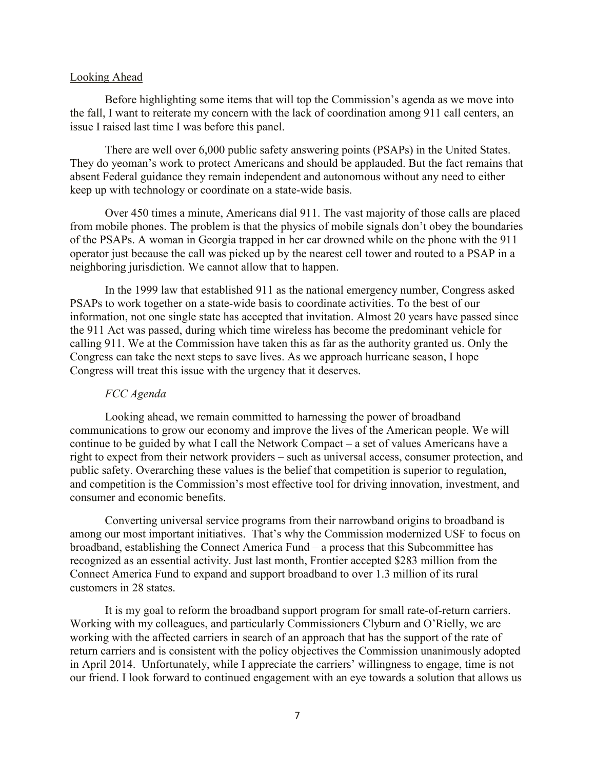## Looking Ahead

Before highlighting some items that will top the Commission's agenda as we move into the fall, I want to reiterate my concern with the lack of coordination among 911 call centers, an issue I raised last time I was before this panel.

There are well over 6,000 public safety answering points (PSAPs) in the United States. They do yeoman's work to protect Americans and should be applauded. But the fact remains that absent Federal guidance they remain independent and autonomous without any need to either keep up with technology or coordinate on a state-wide basis.

Over 450 times a minute, Americans dial 911. The vast majority of those calls are placed from mobile phones. The problem is that the physics of mobile signals don't obey the boundaries of the PSAPs. A woman in Georgia trapped in her car drowned while on the phone with the 911 operator just because the call was picked up by the nearest cell tower and routed to a PSAP in a neighboring jurisdiction. We cannot allow that to happen.

In the 1999 law that established 911 as the national emergency number, Congress asked PSAPs to work together on a state-wide basis to coordinate activities. To the best of our information, not one single state has accepted that invitation. Almost 20 years have passed since the 911 Act was passed, during which time wireless has become the predominant vehicle for calling 911. We at the Commission have taken this as far as the authority granted us. Only the Congress can take the next steps to save lives. As we approach hurricane season, I hope Congress will treat this issue with the urgency that it deserves.

### *FCC Agenda*

Looking ahead, we remain committed to harnessing the power of broadband communications to grow our economy and improve the lives of the American people. We will continue to be guided by what I call the Network Compact – a set of values Americans have a right to expect from their network providers – such as universal access, consumer protection, and public safety. Overarching these values is the belief that competition is superior to regulation, and competition is the Commission's most effective tool for driving innovation, investment, and consumer and economic benefits.

Converting universal service programs from their narrowband origins to broadband is among our most important initiatives. That's why the Commission modernized USF to focus on broadband, establishing the Connect America Fund – a process that this Subcommittee has recognized as an essential activity. Just last month, Frontier accepted $283 million from the Connect America Fund to expand and support broadband to over 1.3 million of its rural customers in 28 states.

It is my goal to reform the broadband support program for small rate-of-return carriers. Working with my colleagues, and particularly Commissioners Clyburn and O'Rielly, we are working with the affected carriers in search of an approach that has the support of the rate of return carriers and is consistent with the policy objectives the Commission unanimously adopted in April 2014. Unfortunately, while I appreciate the carriers' willingness to engage, time is not our friend. I look forward to continued engagement with an eye towards a solution that allows us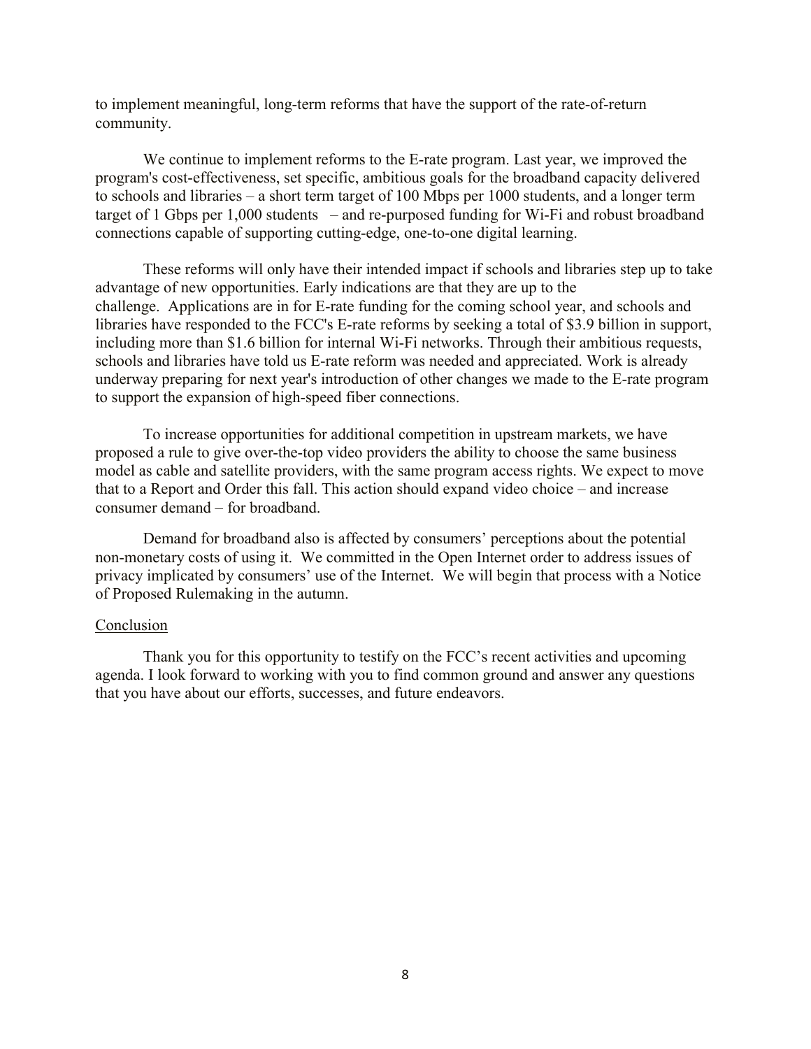to implement meaningful, long-term reforms that have the support of the rate-of-return community.

We continue to implement reforms to the E-rate program. Last year, we improved the program's cost-effectiveness, set specific, ambitious goals for the broadband capacity delivered to schools and libraries – a short term target of 100 Mbps per 1000 students, and a longer term target of 1 Gbps per 1,000 students – and re-purposed funding for Wi-Fi and robust broadband connections capable of supporting cutting-edge, one-to-one digital learning.

These reforms will only have their intended impact if schools and libraries step up to take advantage of new opportunities. Early indications are that they are up to the challenge. Applications are in for E-rate funding for the coming school year, and schools and libraries have responded to the FCC's E-rate reforms by seeking a total of $3.9 billion in support, including more than $1.6 billion for internal Wi-Fi networks. Through their ambitious requests, schools and libraries have told us E-rate reform was needed and appreciated. Work is already underway preparing for next year's introduction of other changes we made to the E-rate program to support the expansion of high-speed fiber connections.

To increase opportunities for additional competition in upstream markets, we have proposed a rule to give over-the-top video providers the ability to choose the same business model as cable and satellite providers, with the same program access rights. We expect to move that to a Report and Order this fall. This action should expand video choice – and increase consumer demand – for broadband.

Demand for broadband also is affected by consumers' perceptions about the potential non-monetary costs of using it. We committed in the Open Internet order to address issues of privacy implicated by consumers' use of the Internet. We will begin that process with a Notice of Proposed Rulemaking in the autumn.

## Conclusion

Thank you for this opportunity to testify on the FCC's recent activities and upcoming agenda. I look forward to working with you to find common ground and answer any questions that you have about our efforts, successes, and future endeavors.